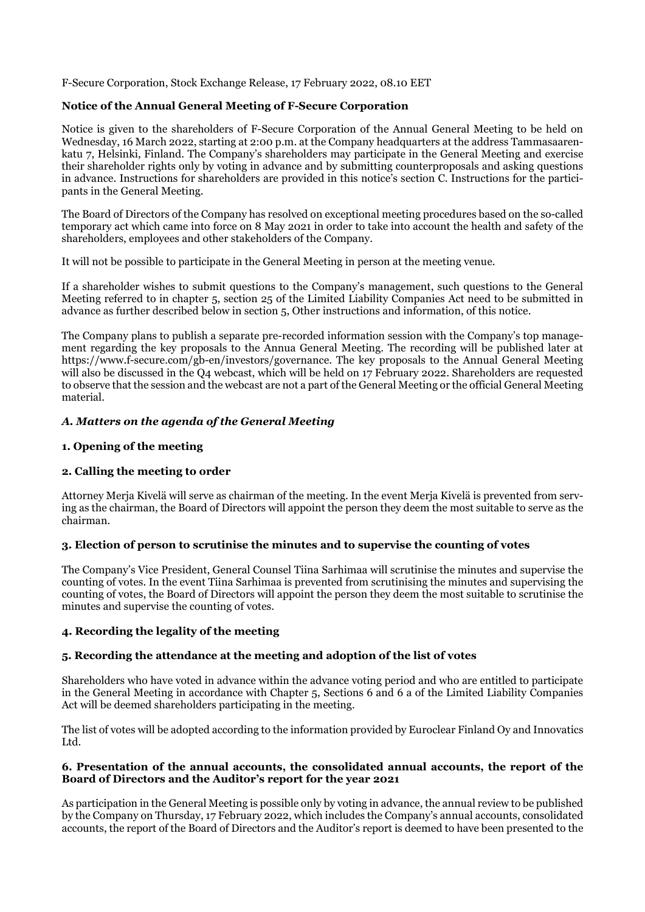F-Secure Corporation, Stock Exchange Release, 17 February 2022, 08.10 EET

**Notice of the Annual General Meeting of F-Secure Corporation**

Notice is given to the shareholders of F-Secure Corporation of the Annual General Meeting to be held on Wednesday, 16 March 2022, starting at 2:00 p.m. at the Company headquarters at the address Tammasaarenkatu 7, Helsinki, Finland. The Company's shareholders may participate in the General Meeting and exercise their shareholder rights only by voting in advance and by submitting counterproposals and asking questions in advance. Instructions for shareholders are provided in this notice's section C. Instructions for the participants in the General Meeting.

The Board of Directors of the Company has resolved on exceptional meeting procedures based on the so-called temporary act which came into force on 8 May 2021 in order to take into account the health and safety of the shareholders, employees and other stakeholders of the Company.

It will not be possible to participate in the General Meeting in person at the meeting venue.

If a shareholder wishes to submit questions to the Company's management, such questions to the General Meeting referred to in chapter 5, section 25 of the Limited Liability Companies Act need to be submitted in advance as further described below in section 5, Other instructions and information, of this notice.

The Company plans to publish a separate pre-recorded information session with the Company's top management regarding the key proposals to the Annua General Meeting. The recording will be published later at https://www.f-secure.com/gb-en/investors/governance. The key proposals to the Annual General Meeting will also be discussed in the Q4 webcast, which will be held on 17 February 2022. Shareholders are requested to observe that the session and the webcast are not a part of the General Meeting or the official General Meeting material.

### *A. Matters on the agenda of the General Meeting*

**1. Opening of the meeting**

**2. Calling the meeting to order**

Attorney Merja Kivelä will serve as chairman of the meeting. In the event Merja Kivelä is prevented from serving as the chairman, the Board of Directors will appoint the person they deem the most suitable to serve as the chairman.

**3. Election of person to scrutinise the minutes and to supervise the counting of votes**

The Company's Vice President, General Counsel Tiina Sarhimaa will scrutinise the minutes and supervise the counting of votes. In the event Tiina Sarhimaa is prevented from scrutinising the minutes and supervising the counting of votes, the Board of Directors will appoint the person they deem the most suitable to scrutinise the minutes and supervise the counting of votes.

**4. Recording the legality of the meeting**

**5. Recording the attendance at the meeting and adoption of the list of votes**

Shareholders who have voted in advance within the advance voting period and who are entitled to participate in the General Meeting in accordance with Chapter 5, Sections 6 and 6 a of the Limited Liability Companies Act will be deemed shareholders participating in the meeting.

The list of votes will be adopted according to the information provided by Euroclear Finland Oy and Innovatics Ltd.

**6. Presentation of the annual accounts, the consolidated annual accounts, the report of the Board of Directors and the Auditor's report for the year 2021**

As participation in the General Meeting is possible only by voting in advance, the annual review to be published by the Company on Thursday, 17 February 2022, which includes the Company's annual accounts, consolidated accounts, the report of the Board of Directors and the Auditor's report is deemed to have been presented to the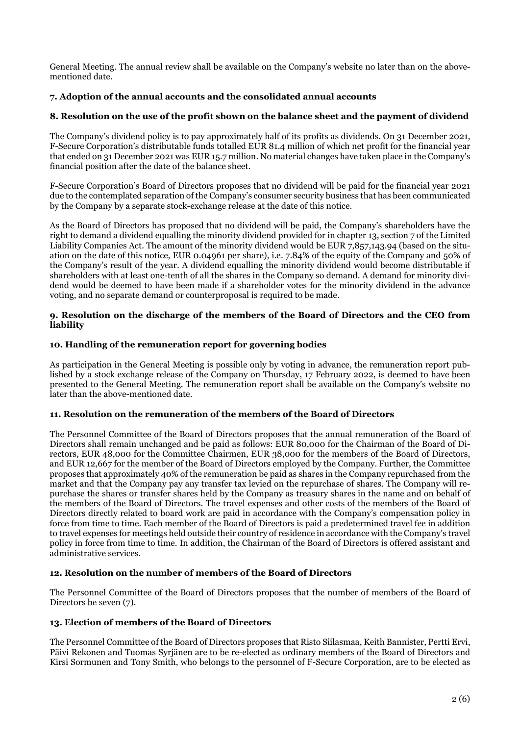General Meeting. The annual review shall be available on the Company's website no later than on the above-mentioned date.

### 7. Adoption of the annual accounts and the consolidated annual accounts

### 8. Resolution on the use of the profit shown on the balance sheet and the payment of dividend

The Company's dividend policy is to pay approximately half of its profits as dividends. On 31 December 2021, F-Secure Corporation's distributable funds totalled EUR 81.4 million of which net profit for the financial year that ended on 31 December 2021 was EUR 15.7 million. No material changes have taken place in the Company's financial position after the date of the balance sheet.

F-Secure Corporation's Board of Directors proposes that no dividend will be paid for the financial year 2021 due to the contemplated separation of the Company's consumer security business that has been communicated by the Company by a separate stock-exchange release at the date of this notice.

As the Board of Directors has proposed that no dividend will be paid, the Company's shareholders have the right to demand a dividend equalling the minority dividend provided for in chapter 13, section 7 of the Limited Liability Companies Act. The amount of the minority dividend would be EUR 7,857,143.94 (based on the situation on the date of this notice, EUR 0.04961 per share), i.e. 7.84% of the equity of the Company and 50% of the Company's result of the year. A dividend equalling the minority dividend would become distributable if shareholders with at least one-tenth of all the shares in the Company so demand. A demand for minority dividend would be deemed to have been made if a shareholder votes for the minority dividend in the advance voting, and no separate demand or counterproposal is required to be made.

### 9. Resolution on the discharge of the members of the Board of Directors and the CEO from liability

### 10. Handling of the remuneration report for governing bodies

As participation in the General Meeting is possible only by voting in advance, the remuneration report published by a stock exchange release of the Company on Thursday, 17 February 2022, is deemed to have been presented to the General Meeting. The remuneration report shall be available on the Company's website no later than the above-mentioned date.

### 11. Resolution on the remuneration of the members of the Board of Directors

The Personnel Committee of the Board of Directors proposes that the annual remuneration of the Board of Directors shall remain unchanged and be paid as follows: EUR 80,000 for the Chairman of the Board of Directors, EUR 48,000 for the Committee Chairmen, EUR 38,000 for the members of the Board of Directors, and EUR 12,667 for the member of the Board of Directors employed by the Company. Further, the Committee proposes that approximately 40% of the remuneration be paid as shares in the Company repurchased from the market and that the Company pay any transfer tax levied on the repurchase of shares. The Company will repurchase the shares or transfer shares held by the Company as treasury shares in the name and on behalf of the members of the Board of Directors. The travel expenses and other costs of the members of the Board of Directors directly related to board work are paid in accordance with the Company's compensation policy in force from time to time. Each member of the Board of Directors is paid a predetermined travel fee in addition to travel expenses for meetings held outside their country of residence in accordance with the Company's travel policy in force from time to time. In addition, the Chairman of the Board of Directors is offered assistant and administrative services.

### 12. Resolution on the number of members of the Board of Directors

The Personnel Committee of the Board of Directors proposes that the number of members of the Board of Directors be seven (7).

### 13. Election of members of the Board of Directors

The Personnel Committee of the Board of Directors proposes that Risto Siilasmaa, Keith Bannister, Pertti Ervi, Päivi Rekonen and Tuomas Syrjänen are to be re-elected as ordinary members of the Board of Directors and Kirsi Sormunen and Tony Smith, who belongs to the personnel of F-Secure Corporation, are to be elected as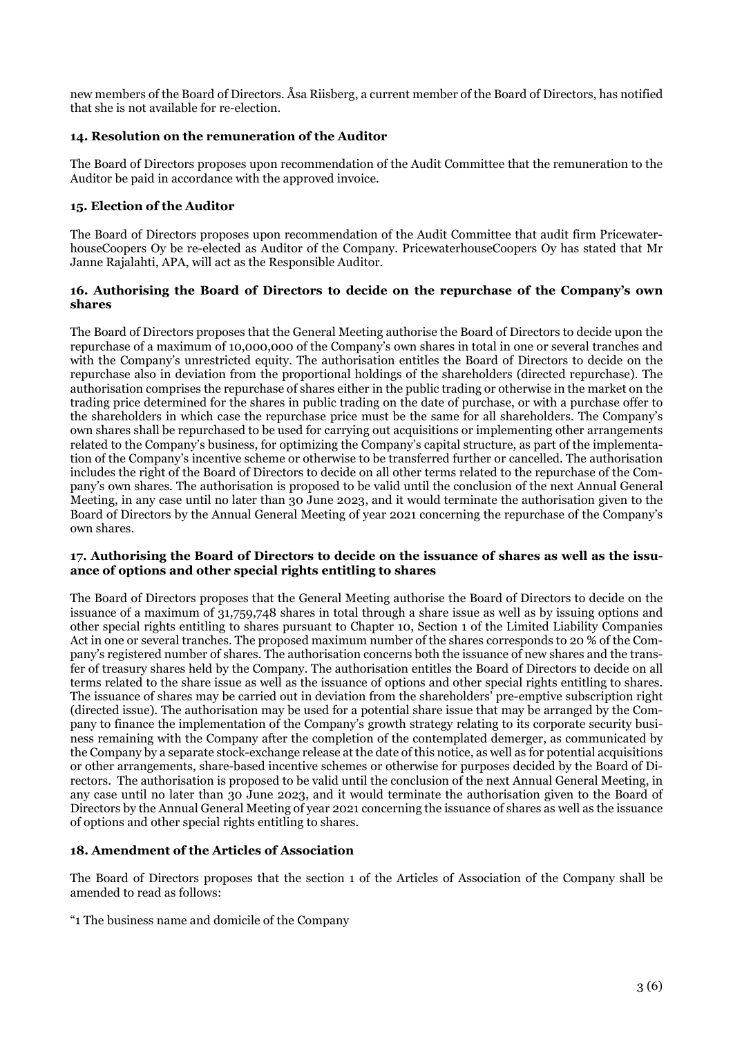new members of the Board of Directors. Åsa Riisberg, a current member of the Board of Directors, has notified that she is not available for re-election.

### 14. Resolution on the remuneration of the Auditor

The Board of Directors proposes upon recommendation of the Audit Committee that the remuneration to the Auditor be paid in accordance with the approved invoice.

### 15. Election of the Auditor

The Board of Directors proposes upon recommendation of the Audit Committee that audit firm PricewaterhouseCoopers Oy be re-elected as Auditor of the Company. PricewaterhouseCoopers Oy has stated that Mr Janne Rajalahti, APA, will act as the Responsible Auditor.

### 16. Authorising the Board of Directors to decide on the repurchase of the Company's own shares

The Board of Directors proposes that the General Meeting authorise the Board of Directors to decide upon the repurchase of a maximum of 10,000,000 of the Company's own shares in total in one or several tranches and with the Company's unrestricted equity. The authorisation entitles the Board of Directors to decide on the repurchase also in deviation from the proportional holdings of the shareholders (directed repurchase). The authorisation comprises the repurchase of shares either in the public trading or otherwise in the market on the trading price determined for the shares in public trading on the date of purchase, or with a purchase offer to the shareholders in which case the repurchase price must be the same for all shareholders. The Company's own shares shall be repurchased to be used for carrying out acquisitions or implementing other arrangements related to the Company's business, for optimizing the Company's capital structure, as part of the implementation of the Company's incentive scheme or otherwise to be transferred further or cancelled. The authorisation includes the right of the Board of Directors to decide on all other terms related to the repurchase of the Company's own shares. The authorisation is proposed to be valid until the conclusion of the next Annual General Meeting, in any case until no later than 30 June 2023, and it would terminate the authorisation given to the Board of Directors by the Annual General Meeting of year 2021 concerning the repurchase of the Company's own shares.

### 17. Authorising the Board of Directors to decide on the issuance of shares as well as the issuance of options and other special rights entitling to shares

The Board of Directors proposes that the General Meeting authorise the Board of Directors to decide on the issuance of a maximum of 31,759,748 shares in total through a share issue as well as by issuing options and other special rights entitling to shares pursuant to Chapter 10, Section 1 of the Limited Liability Companies Act in one or several tranches. The proposed maximum number of the shares corresponds to 20 % of the Company's registered number of shares. The authorisation concerns both the issuance of new shares and the transfer of treasury shares held by the Company. The authorisation entitles the Board of Directors to decide on all terms related to the share issue as well as the issuance of options and other special rights entitling to shares. The issuance of shares may be carried out in deviation from the shareholders' pre-emptive subscription right (directed issue). The authorisation may be used for a potential share issue that may be arranged by the Company to finance the implementation of the Company's growth strategy relating to its corporate security business remaining with the Company after the completion of the contemplated demerger, as communicated by the Company by a separate stock-exchange release at the date of this notice, as well as for potential acquisitions or other arrangements, share-based incentive schemes or otherwise for purposes decided by the Board of Directors. The authorisation is proposed to be valid until the conclusion of the next Annual General Meeting, in any case until no later than 30 June 2023, and it would terminate the authorisation given to the Board of Directors by the Annual General Meeting of year 2021 concerning the issuance of shares as well as the issuance of options and other special rights entitling to shares.

### 18. Amendment of the Articles of Association

The Board of Directors proposes that the section 1 of the Articles of Association of the Company shall be amended to read as follows:

"1 The business name and domicile of the Company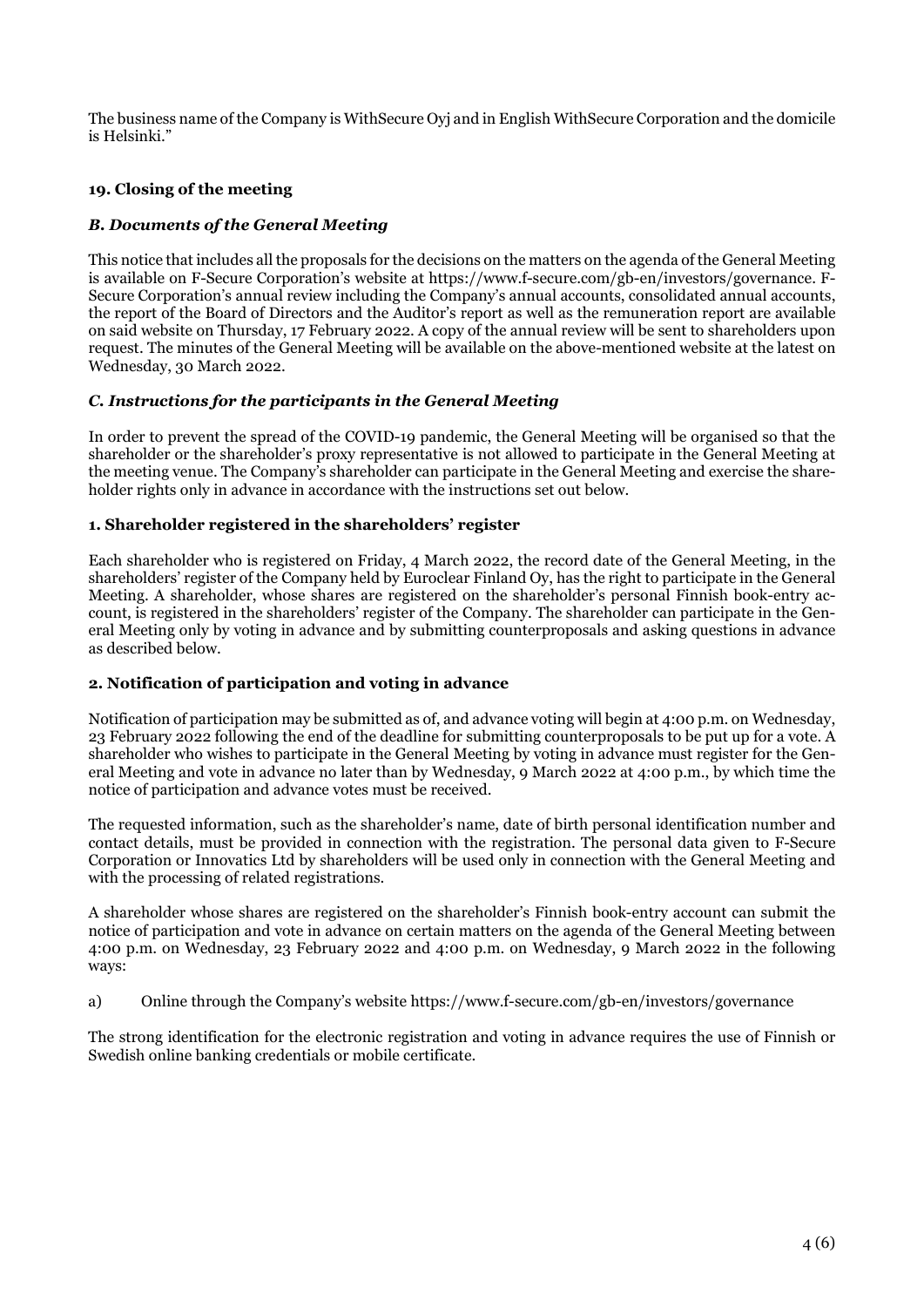The business name of the Company is WithSecure Oyj and in English WithSecure Corporation and the domicile is Helsinki."

### 19. Closing of the meeting

### *B. Documents of the General Meeting*

This notice that includes all the proposals for the decisions on the matters on the agenda of the General Meeting is available on F-Secure Corporation's website at https://www.f-secure.com/gb-en/investors/governance. F-Secure Corporation's annual review including the Company's annual accounts, consolidated annual accounts, the report of the Board of Directors and the Auditor's report as well as the remuneration report are available on said website on Thursday, 17 February 2022. A copy of the annual review will be sent to shareholders upon request. The minutes of the General Meeting will be available on the above-mentioned website at the latest on Wednesday, 30 March 2022.

### *C. Instructions for the participants in the General Meeting*

In order to prevent the spread of the COVID-19 pandemic, the General Meeting will be organised so that the shareholder or the shareholder's proxy representative is not allowed to participate in the General Meeting at the meeting venue. The Company's shareholder can participate in the General Meeting and exercise the shareholder rights only in advance in accordance with the instructions set out below.

### 1. Shareholder registered in the shareholders' register

Each shareholder who is registered on Friday, 4 March 2022, the record date of the General Meeting, in the shareholders' register of the Company held by Euroclear Finland Oy, has the right to participate in the General Meeting. A shareholder, whose shares are registered on the shareholder's personal Finnish book-entry account, is registered in the shareholders' register of the Company. The shareholder can participate in the General Meeting only by voting in advance and by submitting counterproposals and asking questions in advance as described below.

### 2. Notification of participation and voting in advance

Notification of participation may be submitted as of, and advance voting will begin at 4:00 p.m. on Wednesday, 23 February 2022 following the end of the deadline for submitting counterproposals to be put up for a vote. A shareholder who wishes to participate in the General Meeting by voting in advance must register for the General Meeting and vote in advance no later than by Wednesday, 9 March 2022 at 4:00 p.m., by which time the notice of participation and advance votes must be received.

The requested information, such as the shareholder's name, date of birth personal identification number and contact details, must be provided in connection with the registration. The personal data given to F-Secure Corporation or Innovatics Ltd by shareholders will be used only in connection with the General Meeting and with the processing of related registrations.

A shareholder whose shares are registered on the shareholder's Finnish book-entry account can submit the notice of participation and vote in advance on certain matters on the agenda of the General Meeting between 4:00 p.m. on Wednesday, 23 February 2022 and 4:00 p.m. on Wednesday, 9 March 2022 in the following ways:

a) Online through the Company's website https://www.f-secure.com/gb-en/investors/governance

The strong identification for the electronic registration and voting in advance requires the use of Finnish or Swedish online banking credentials or mobile certificate.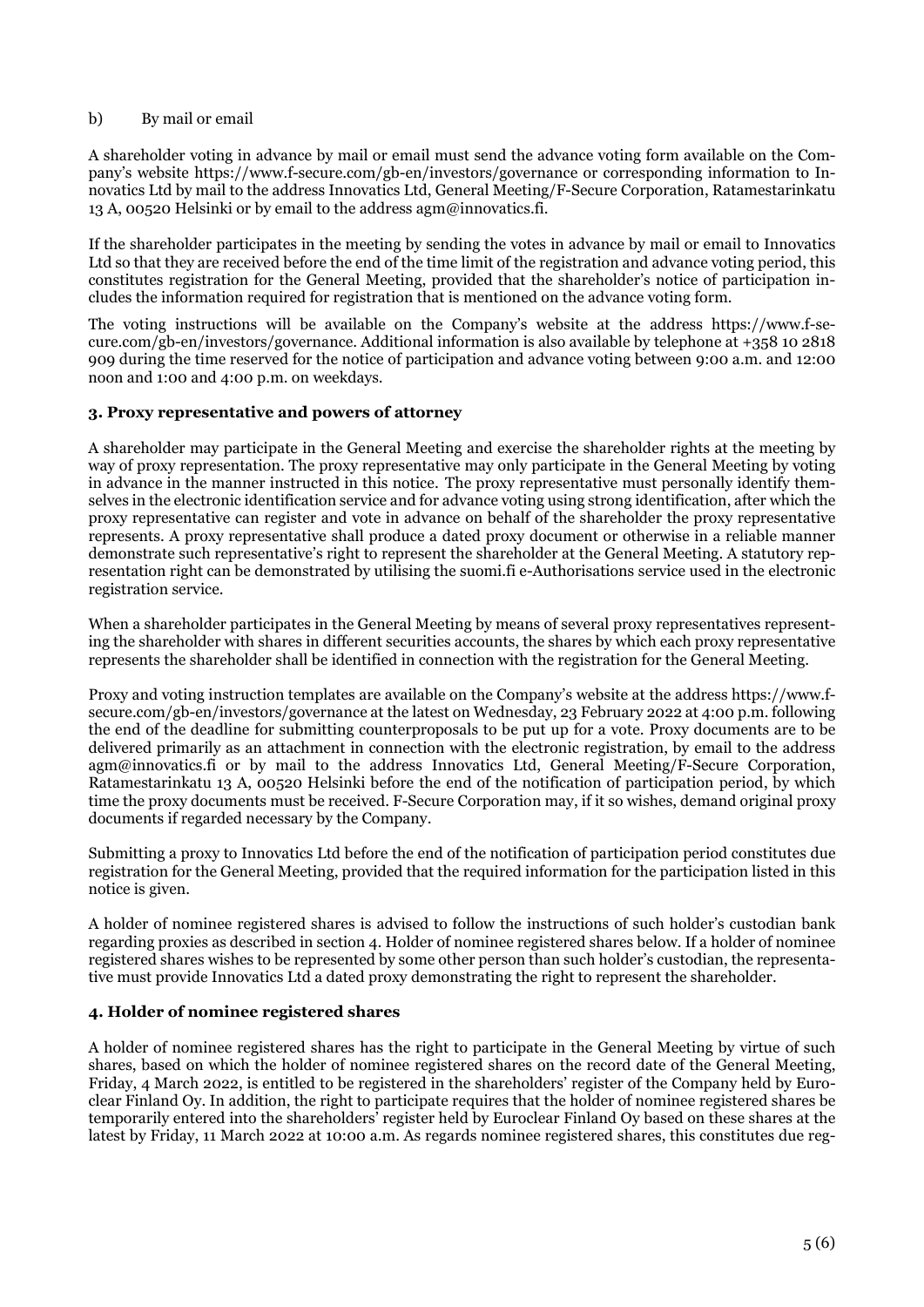b) By mail or email

A shareholder voting in advance by mail or email must send the advance voting form available on the Company's website https://www.f-secure.com/gb-en/investors/governance or corresponding information to Innovatics Ltd by mail to the address Innovatics Ltd, General Meeting/F-Secure Corporation, Ratamestarinkatu 13 A, 00520 Helsinki or by email to the address agm@innovatics.fi.

If the shareholder participates in the meeting by sending the votes in advance by mail or email to Innovatics Ltd so that they are received before the end of the time limit of the registration and advance voting period, this constitutes registration for the General Meeting, provided that the shareholder's notice of participation includes the information required for registration that is mentioned on the advance voting form.

The voting instructions will be available on the Company's website at the address https://www.f-secure.com/gb-en/investors/governance. Additional information is also available by telephone at +358 10 2818 909 during the time reserved for the notice of participation and advance voting between 9:00 a.m. and 12:00 noon and 1:00 and 4:00 p.m. on weekdays.

### 3. Proxy representative and powers of attorney

A shareholder may participate in the General Meeting and exercise the shareholder rights at the meeting by way of proxy representation. The proxy representative may only participate in the General Meeting by voting in advance in the manner instructed in this notice. The proxy representative must personally identify themselves in the electronic identification service and for advance voting using strong identification, after which the proxy representative can register and vote in advance on behalf of the shareholder the proxy representative represents. A proxy representative shall produce a dated proxy document or otherwise in a reliable manner demonstrate such representative's right to represent the shareholder at the General Meeting. A statutory representation right can be demonstrated by utilising the suomi.fi e-Authorisations service used in the electronic registration service.

When a shareholder participates in the General Meeting by means of several proxy representatives representing the shareholder with shares in different securities accounts, the shares by which each proxy representative represents the shareholder shall be identified in connection with the registration for the General Meeting.

Proxy and voting instruction templates are available on the Company's website at the address https://www.f-secure.com/gb-en/investors/governance at the latest on Wednesday, 23 February 2022 at 4:00 p.m. following the end of the deadline for submitting counterproposals to be put up for a vote. Proxy documents are to be delivered primarily as an attachment in connection with the electronic registration, by email to the address agm@innovatics.fi or by mail to the address Innovatics Ltd, General Meeting/F-Secure Corporation, Ratamestarinkatu 13 A, 00520 Helsinki before the end of the notification of participation period, by which time the proxy documents must be received. F-Secure Corporation may, if it so wishes, demand original proxy documents if regarded necessary by the Company.

Submitting a proxy to Innovatics Ltd before the end of the notification of participation period constitutes due registration for the General Meeting, provided that the required information for the participation listed in this notice is given.

A holder of nominee registered shares is advised to follow the instructions of such holder's custodian bank regarding proxies as described in section 4. Holder of nominee registered shares below. If a holder of nominee registered shares wishes to be represented by some other person than such holder's custodian, the representative must provide Innovatics Ltd a dated proxy demonstrating the right to represent the shareholder.

### 4. Holder of nominee registered shares

A holder of nominee registered shares has the right to participate in the General Meeting by virtue of such shares, based on which the holder of nominee registered shares on the record date of the General Meeting, Friday, 4 March 2022, is entitled to be registered in the shareholders' register of the Company held by Euroclear Finland Oy. In addition, the right to participate requires that the holder of nominee registered shares be temporarily entered into the shareholders' register held by Euroclear Finland Oy based on these shares at the latest by Friday, 11 March 2022 at 10:00 a.m. As regards nominee registered shares, this constitutes due reg-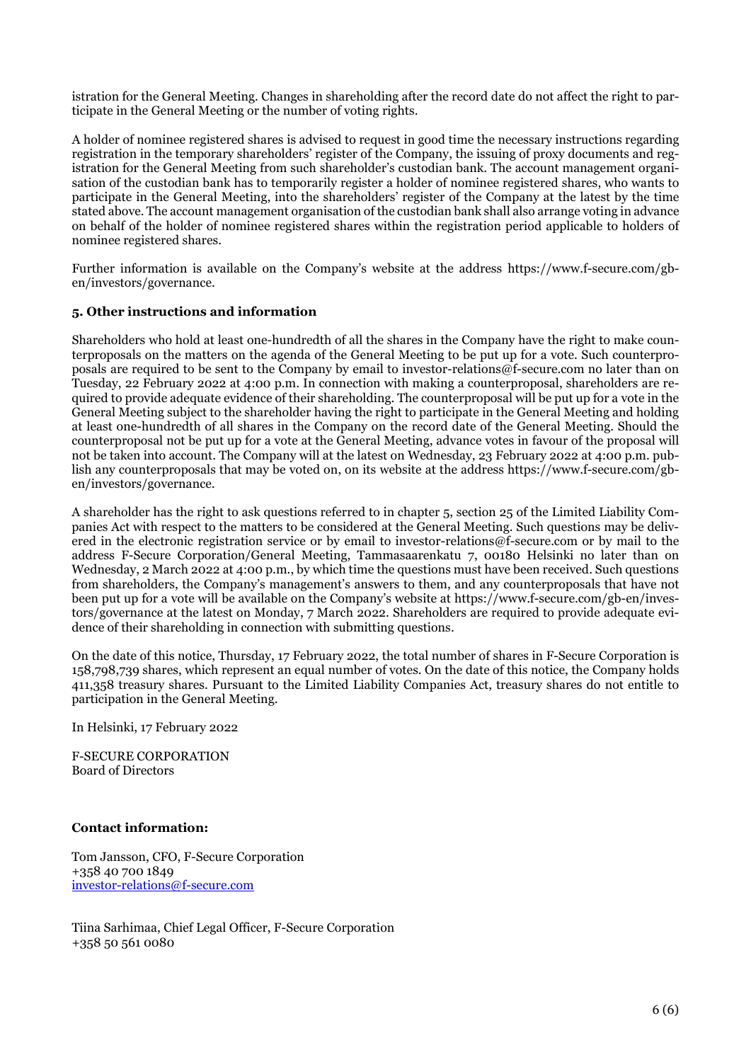istration for the General Meeting. Changes in shareholding after the record date do not affect the right to participate in the General Meeting or the number of voting rights.

A holder of nominee registered shares is advised to request in good time the necessary instructions regarding registration in the temporary shareholders' register of the Company, the issuing of proxy documents and registration for the General Meeting from such shareholder's custodian bank. The account management organisation of the custodian bank has to temporarily register a holder of nominee registered shares, who wants to participate in the General Meeting, into the shareholders' register of the Company at the latest by the time stated above. The account management organisation of the custodian bank shall also arrange voting in advance on behalf of the holder of nominee registered shares within the registration period applicable to holders of nominee registered shares.

Further information is available on the Company's website at the address https://www.f-secure.com/gb-en/investors/governance.

**5. Other instructions and information**

Shareholders who hold at least one-hundredth of all the shares in the Company have the right to make counterproposals on the matters on the agenda of the General Meeting to be put up for a vote. Such counterproposals are required to be sent to the Company by email to investor-relations@f-secure.com no later than on Tuesday, 22 February 2022 at 4:00 p.m. In connection with making a counterproposal, shareholders are required to provide adequate evidence of their shareholding. The counterproposal will be put up for a vote in the General Meeting subject to the shareholder having the right to participate in the General Meeting and holding at least one-hundredth of all shares in the Company on the record date of the General Meeting. Should the counterproposal not be put up for a vote at the General Meeting, advance votes in favour of the proposal will not be taken into account. The Company will at the latest on Wednesday, 23 February 2022 at 4:00 p.m. publish any counterproposals that may be voted on, on its website at the address https://www.f-secure.com/gb-en/investors/governance.

A shareholder has the right to ask questions referred to in chapter 5, section 25 of the Limited Liability Companies Act with respect to the matters to be considered at the General Meeting. Such questions may be delivered in the electronic registration service or by email to investor-relations@f-secure.com or by mail to the address F-Secure Corporation/General Meeting, Tammasaarenkatu 7, 00180 Helsinki no later than on Wednesday, 2 March 2022 at 4:00 p.m., by which time the questions must have been received. Such questions from shareholders, the Company's management's answers to them, and any counterproposals that have not been put up for a vote will be available on the Company's website at https://www.f-secure.com/gb-en/investors/governance at the latest on Monday, 7 March 2022. Shareholders are required to provide adequate evidence of their shareholding in connection with submitting questions.

On the date of this notice, Thursday, 17 February 2022, the total number of shares in F-Secure Corporation is 158,798,739 shares, which represent an equal number of votes. On the date of this notice, the Company holds 411,358 treasury shares. Pursuant to the Limited Liability Companies Act, treasury shares do not entitle to participation in the General Meeting.

In Helsinki, 17 February 2022

F-SECURE CORPORATION
Board of Directors

**Contact information:**

Tom Jansson, CFO, F-Secure Corporation
+358 40 700 1849
investor-relations@f-secure.com

Tiina Sarhimaa, Chief Legal Officer, F-Secure Corporation
+358 50 561 0080